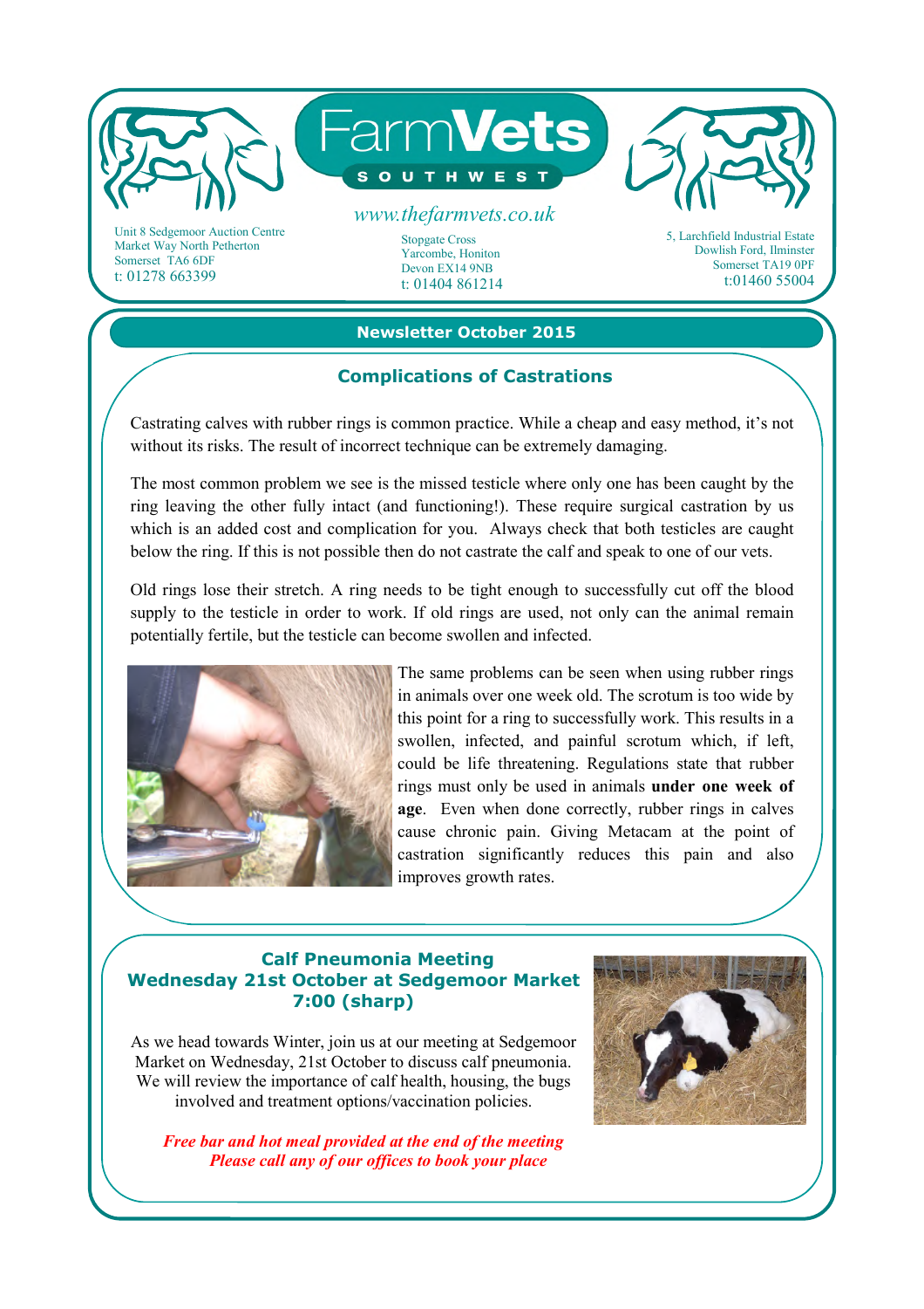# FarmVets SOUTHWEST

www.thefarmvets.co.uk

Unit 8 Sedgemoor Auction Centre
Market Way North Petherton
Somerset TA6 6DF
t: 01278 663399

Stopgate Cross
Yarcombe, Honiton
Devon EX14 9NB
t: 01404 861214

5, Larchfield Industrial Estate
Dowlish Ford, Ilminster
Somerset TA19 0PF
t:01460 55004

## Newsletter October 2015

### Complications of Castrations

Castrating calves with rubber rings is common practice. While a cheap and easy method, it's not without its risks. The result of incorrect technique can be extremely damaging.

The most common problem we see is the missed testicle where only one has been caught by the ring leaving the other fully intact (and functioning!). These require surgical castration by us which is an added cost and complication for you. Always check that both testicles are caught below the ring. If this is not possible then do not castrate the calf and speak to one of our vets.

Old rings lose their stretch. A ring needs to be tight enough to successfully cut off the blood supply to the testicle in order to work. If old rings are used, not only can the animal remain potentially fertile, but the testicle can become swollen and infected.

The same problems can be seen when using rubber rings in animals over one week old. The scrotum is too wide by this point for a ring to successfully work. This results in a swollen, infected, and painful scrotum which, if left, could be life threatening. Regulations state that rubber rings must only be used in animals **under one week of age**. Even when done correctly, rubber rings in calves cause chronic pain. Giving Metacam at the point of castration significantly reduces this pain and also improves growth rates.

### Calf Pneumonia Meeting
### Wednesday 21st October at Sedgemoor Market
### 7:00 (sharp)

As we head towards Winter, join us at our meeting at Sedgemoor Market on Wednesday, 21st October to discuss calf pneumonia. We will review the importance of calf health, housing, the bugs involved and treatment options/vaccination policies.

***Free bar and hot meal provided at the end of the meeting***
***Please call any of our offices to book your place***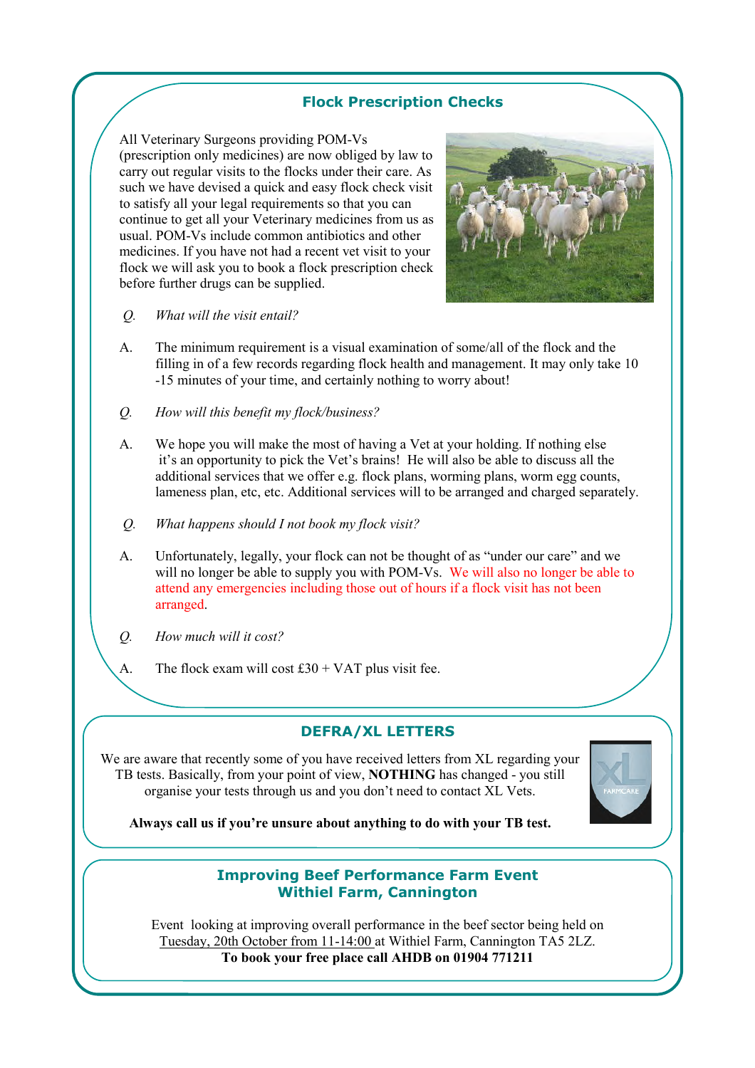## Flock Prescription Checks

All Veterinary Surgeons providing POM-Vs (prescription only medicines) are now obliged by law to carry out regular visits to the flocks under their care. As such we have devised a quick and easy flock check visit to satisfy all your legal requirements so that you can continue to get all your Veterinary medicines from us as usual. POM-Vs include common antibiotics and other medicines. If you have not had a recent vet visit to your flock we will ask you to book a flock prescription check before further drugs can be supplied.

*Q. What will the visit entail?*

A. The minimum requirement is a visual examination of some/all of the flock and the filling in of a few records regarding flock health and management. It may only take 10 -15 minutes of your time, and certainly nothing to worry about!

*Q. How will this benefit my flock/business?*

A. We hope you will make the most of having a Vet at your holding. If nothing else it's an opportunity to pick the Vet's brains! He will also be able to discuss all the additional services that we offer e.g. flock plans, worming plans, worm egg counts, lameness plan, etc, etc. Additional services will to be arranged and charged separately.

*Q. What happens should I not book my flock visit?*

A. Unfortunately, legally, your flock can not be thought of as "under our care" and we will no longer be able to supply you with POM-Vs. We will also no longer be able to attend any emergencies including those out of hours if a flock visit has not been arranged.

*Q. How much will it cost?*

A. The flock exam will cost £30 + VAT plus visit fee.

## DEFRA/XL LETTERS

We are aware that recently some of you have received letters from XL regarding your TB tests. Basically, from your point of view, **NOTHING** has changed - you still organise your tests through us and you don't need to contact XL Vets.

**Always call us if you're unsure about anything to do with your TB test.**

## Improving Beef Performance Farm Event
## Withiel Farm, Cannington

Event looking at improving overall performance in the beef sector being held on Tuesday, 20th October from 11-14:00 at Withiel Farm, Cannington TA5 2LZ.

**To book your free place call AHDB on 01904 771211**